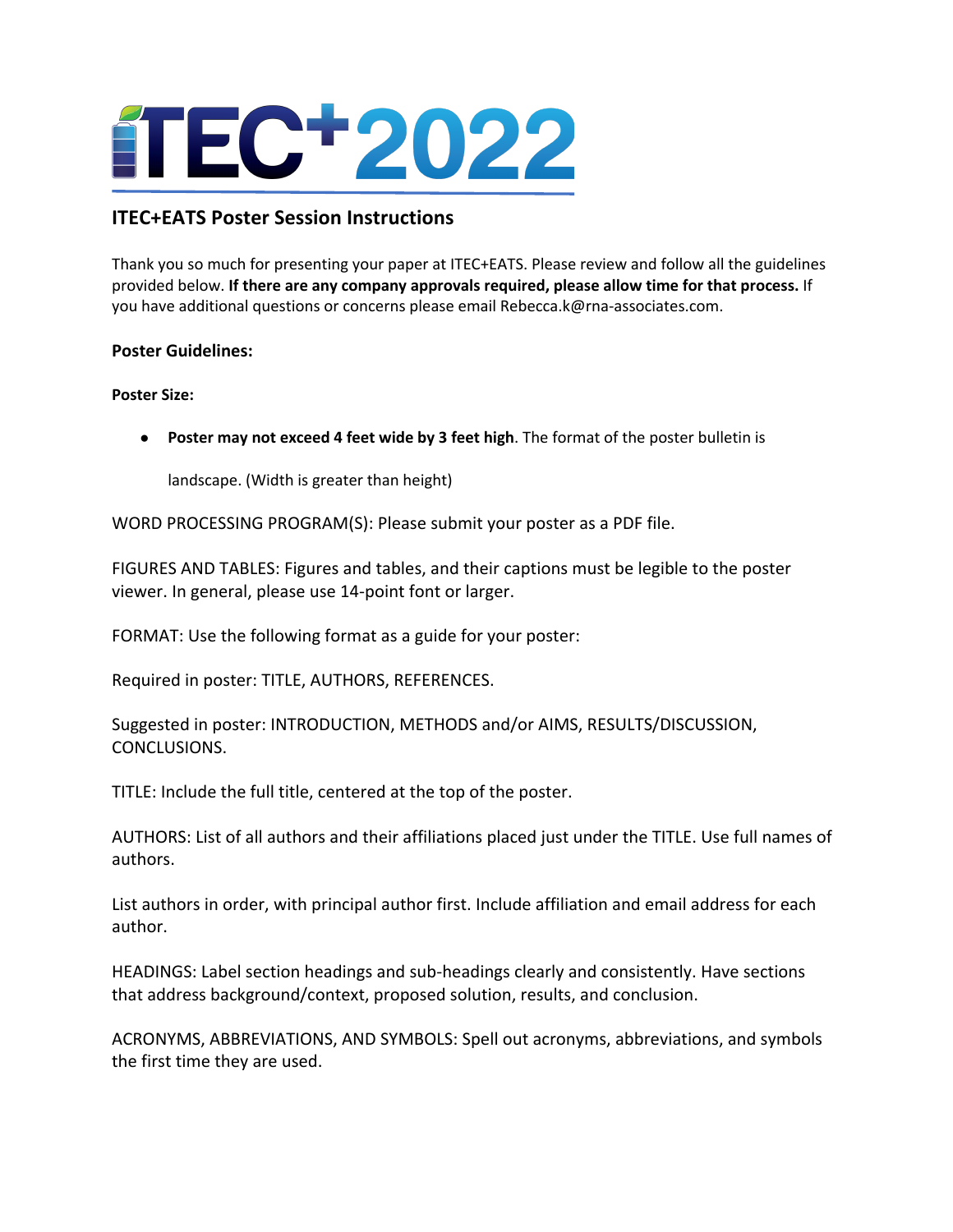# ITEC+2022

## ITEC+EATS Poster Session Instructions

Thank you so much for presenting your paper at ITEC+EATS. Please review and follow all the guidelines provided below. **If there are any company approvals required, please allow time for that process.** If you have additional questions or concerns please email Rebecca.k@rna-associates.com.

### Poster Guidelines:

#### Poster Size:

- **Poster may not exceed 4 feet wide by 3 feet high**. The format of the poster bulletin is landscape. (Width is greater than height)

WORD PROCESSING PROGRAM(S): Please submit your poster as a PDF file.

FIGURES AND TABLES: Figures and tables, and their captions must be legible to the poster viewer. In general, please use 14-point font or larger.

FORMAT: Use the following format as a guide for your poster:

Required in poster: TITLE, AUTHORS, REFERENCES.

Suggested in poster: INTRODUCTION, METHODS and/or AIMS, RESULTS/DISCUSSION, CONCLUSIONS.

TITLE: Include the full title, centered at the top of the poster.

AUTHORS: List of all authors and their affiliations placed just under the TITLE. Use full names of authors.

List authors in order, with principal author first. Include affiliation and email address for each author.

HEADINGS: Label section headings and sub-headings clearly and consistently. Have sections that address background/context, proposed solution, results, and conclusion.

ACRONYMS, ABBREVIATIONS, AND SYMBOLS: Spell out acronyms, abbreviations, and symbols the first time they are used.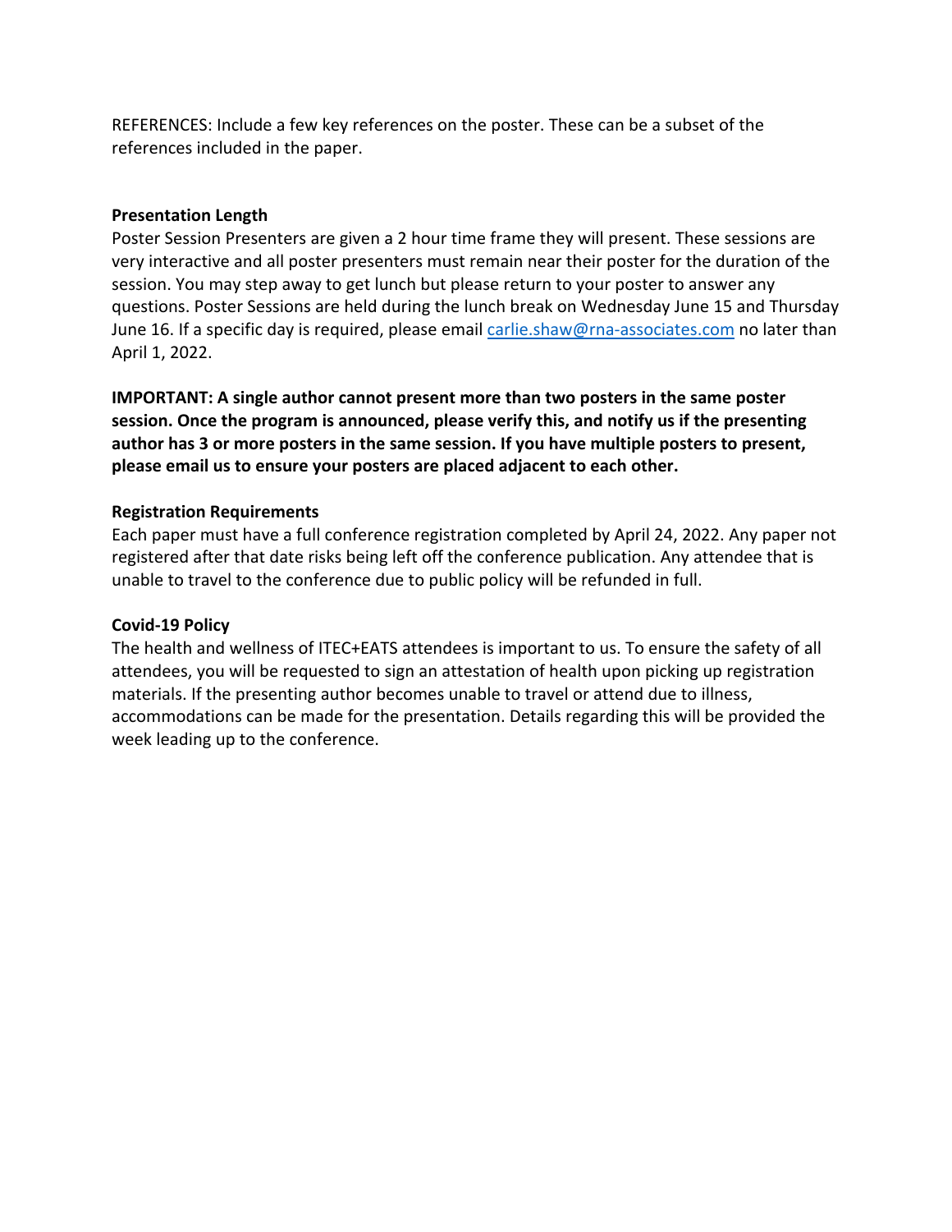REFERENCES: Include a few key references on the poster. These can be a subset of the references included in the paper.

**Presentation Length**

Poster Session Presenters are given a 2 hour time frame they will present. These sessions are very interactive and all poster presenters must remain near their poster for the duration of the session. You may step away to get lunch but please return to your poster to answer any questions. Poster Sessions are held during the lunch break on Wednesday June 15 and Thursday June 16. If a specific day is required, please email carlie.shaw@rna-associates.com no later than April 1, 2022.

**IMPORTANT: A single author cannot present more than two posters in the same poster session. Once the program is announced, please verify this, and notify us if the presenting author has 3 or more posters in the same session. If you have multiple posters to present, please email us to ensure your posters are placed adjacent to each other.**

**Registration Requirements**

Each paper must have a full conference registration completed by April 24, 2022. Any paper not registered after that date risks being left off the conference publication. Any attendee that is unable to travel to the conference due to public policy will be refunded in full.

**Covid-19 Policy**

The health and wellness of ITEC+EATS attendees is important to us. To ensure the safety of all attendees, you will be requested to sign an attestation of health upon picking up registration materials. If the presenting author becomes unable to travel or attend due to illness, accommodations can be made for the presentation. Details regarding this will be provided the week leading up to the conference.